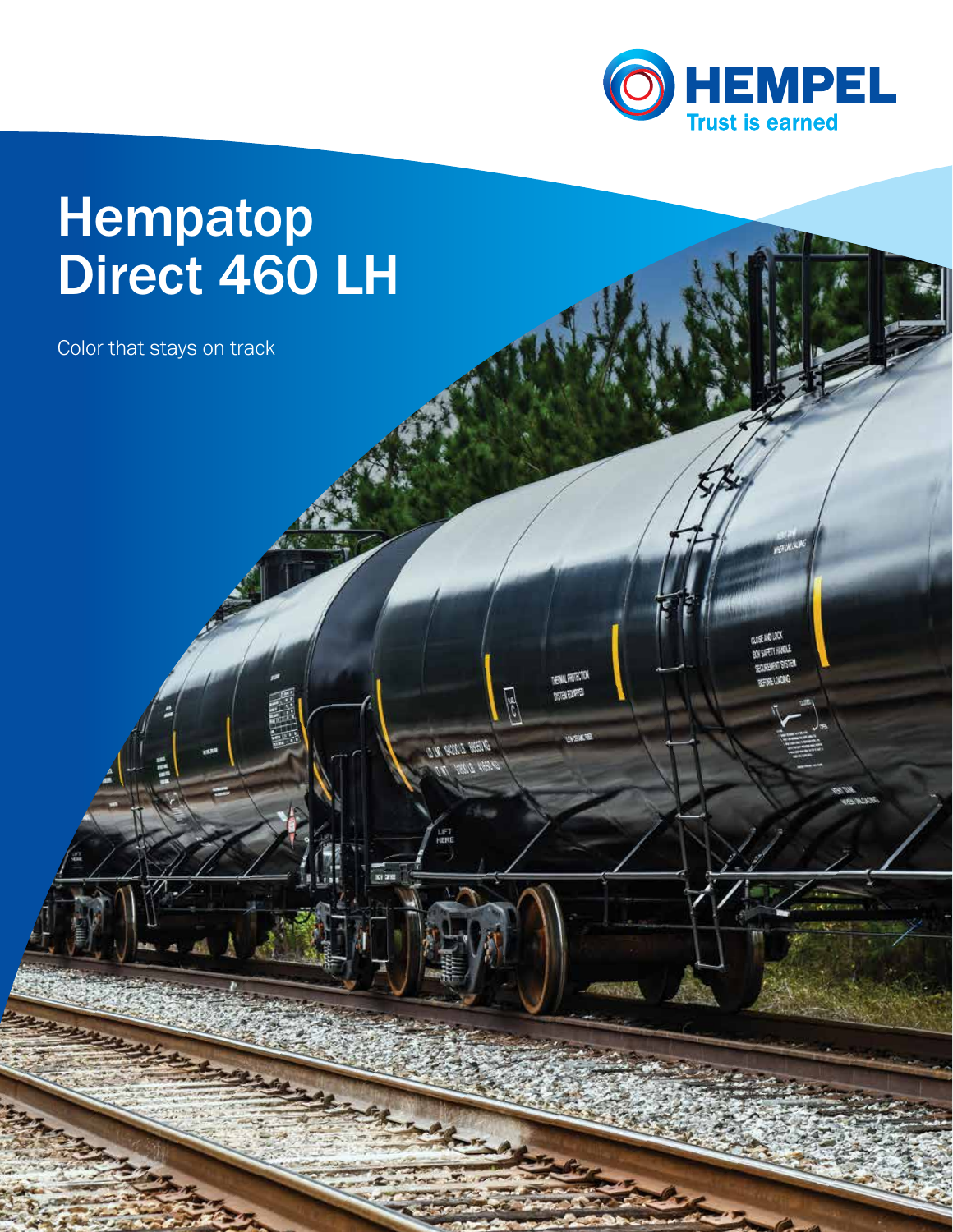HEMPEL

Trust is earned

# Hempatop Direct 460 LH

Color that stays on track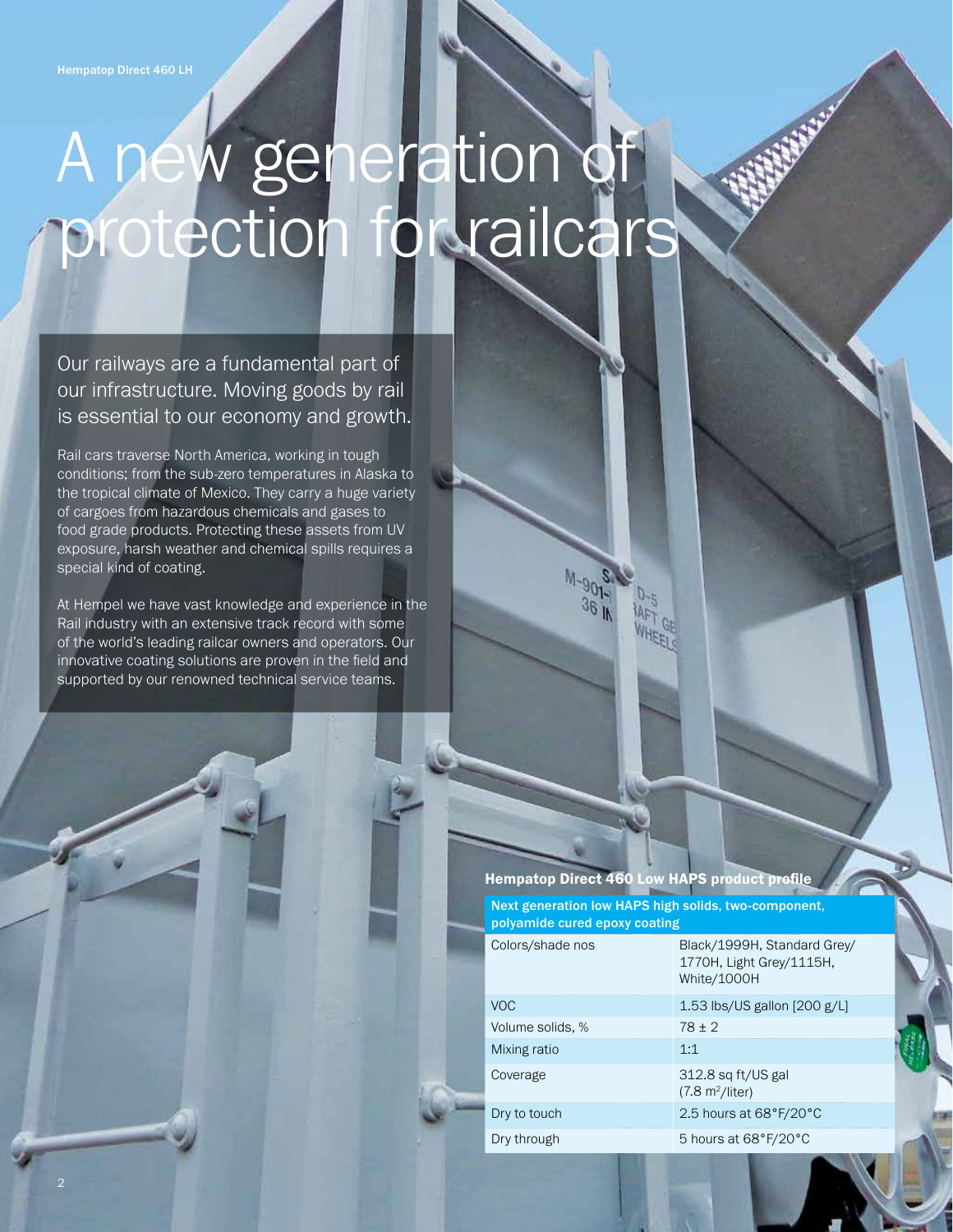# A new generation of protection for railcars

Our railways are a fundamental part of our infrastructure. Moving goods by rail is essential to our economy and growth.

Rail cars traverse North America, working in tough conditions; from the sub-zero temperatures in Alaska to the tropical climate of Mexico. They carry a huge variety of cargoes from hazardous chemicals and gases to food grade products. Protecting these assets from UV exposure, harsh weather and chemical spills requires a special kind of coating.

At Hempel we have vast knowledge and experience in the Rail industry with an extensive track record with some of the world's leading railcar owners and operators. Our innovative coating solutions are proven in the field and supported by our renowned technical service teams.

### Hempatop Direct 460 Low HAPS product profile

| Next generation low HAPS high solids, two-component, polyamide cured epoxy coating | |
|---|---|
| Colors/shade nos | Black/1999H, Standard Grey/1770H, Light Grey/1115H, White/1000H |
| VOC | 1.53 lbs/US gallon [200 g/L] |
| Volume solids, % | 78 ± 2 |
| Mixing ratio | 1:1 |
| Coverage | 312.8 sq ft/US gal ($7.8\ m^2$/liter) |
| Dry to touch | 2.5 hours at 68°F/20°C |
| Dry through | 5 hours at 68°F/20°C |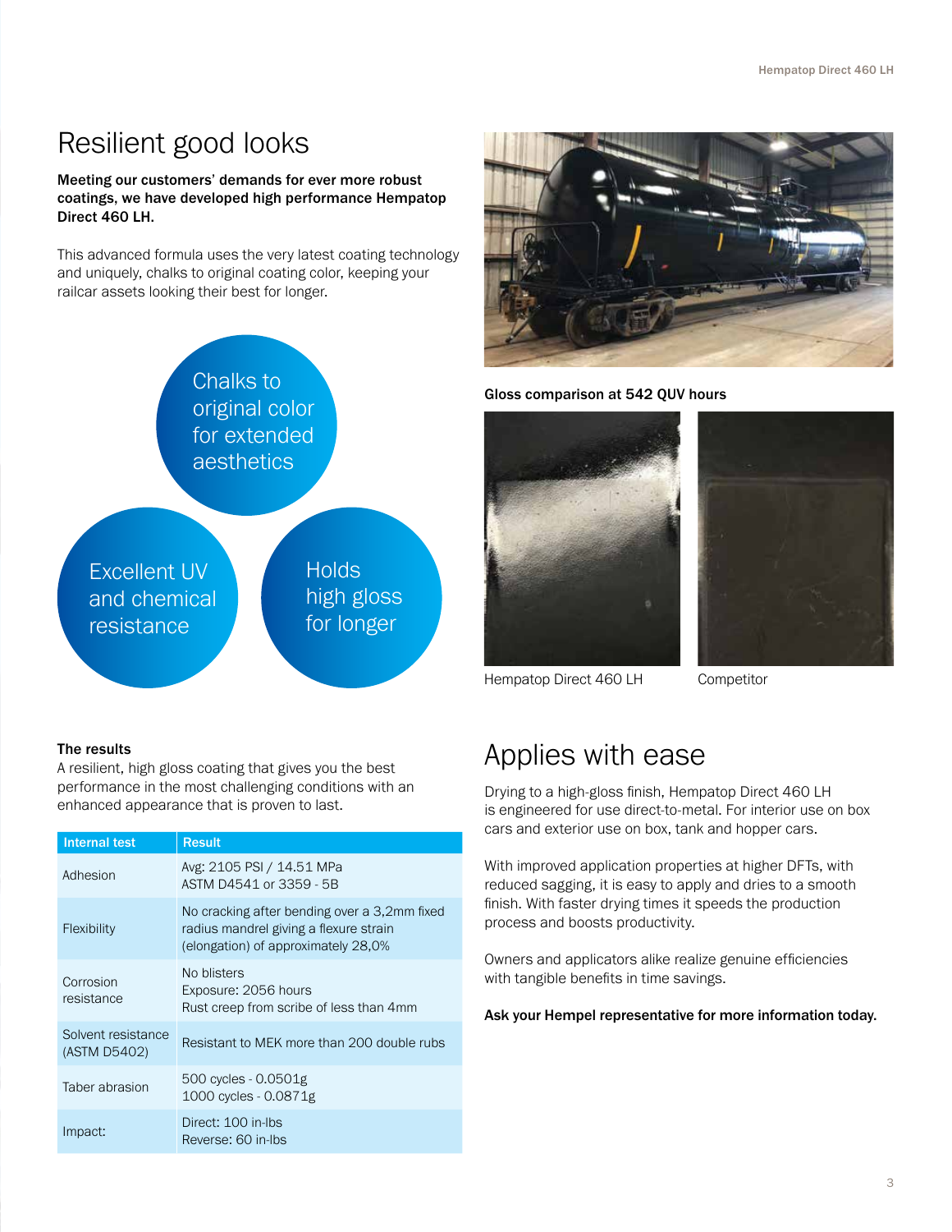# Resilient good looks

**Meeting our customers' demands for ever more robust coatings, we have developed high performance Hempatop Direct 460 LH.**

This advanced formula uses the very latest coating technology and uniquely, chalks to original coating color, keeping your railcar assets looking their best for longer.

Chalks to original color for extended aesthetics

Excellent UV and chemical resistance

Holds high gloss for longer

**Gloss comparison at 542 QUV hours**

Hempatop Direct 460 LH

Competitor

**The results**

A resilient, high gloss coating that gives you the best performance in the most challenging conditions with an enhanced appearance that is proven to last.

| Internal test | Result |
|---|---|
| Adhesion | Avg: 2105 PSI / 14.51 MPa<br>ASTM D4541 or 3359 - 5B |
| Flexibility | No cracking after bending over a 3,2mm fixed radius mandrel giving a flexure strain (elongation) of approximately 28,0% |
| Corrosion resistance | No blisters<br>Exposure: 2056 hours<br>Rust creep from scribe of less than 4mm |
| Solvent resistance (ASTM D5402) | Resistant to MEK more than 200 double rubs |
| Taber abrasion | 500 cycles - 0.0501g<br>1000 cycles - 0.0871g |
| Impact: | Direct: 100 in-lbs<br>Reverse: 60 in-lbs |

# Applies with ease

Drying to a high-gloss finish, Hempatop Direct 460 LH is engineered for use direct-to-metal. For interior use on box cars and exterior use on box, tank and hopper cars.

With improved application properties at higher DFTs, with reduced sagging, it is easy to apply and dries to a smooth finish. With faster drying times it speeds the production process and boosts productivity.

Owners and applicators alike realize genuine efficiencies with tangible benefits in time savings.

**Ask your Hempel representative for more information today.**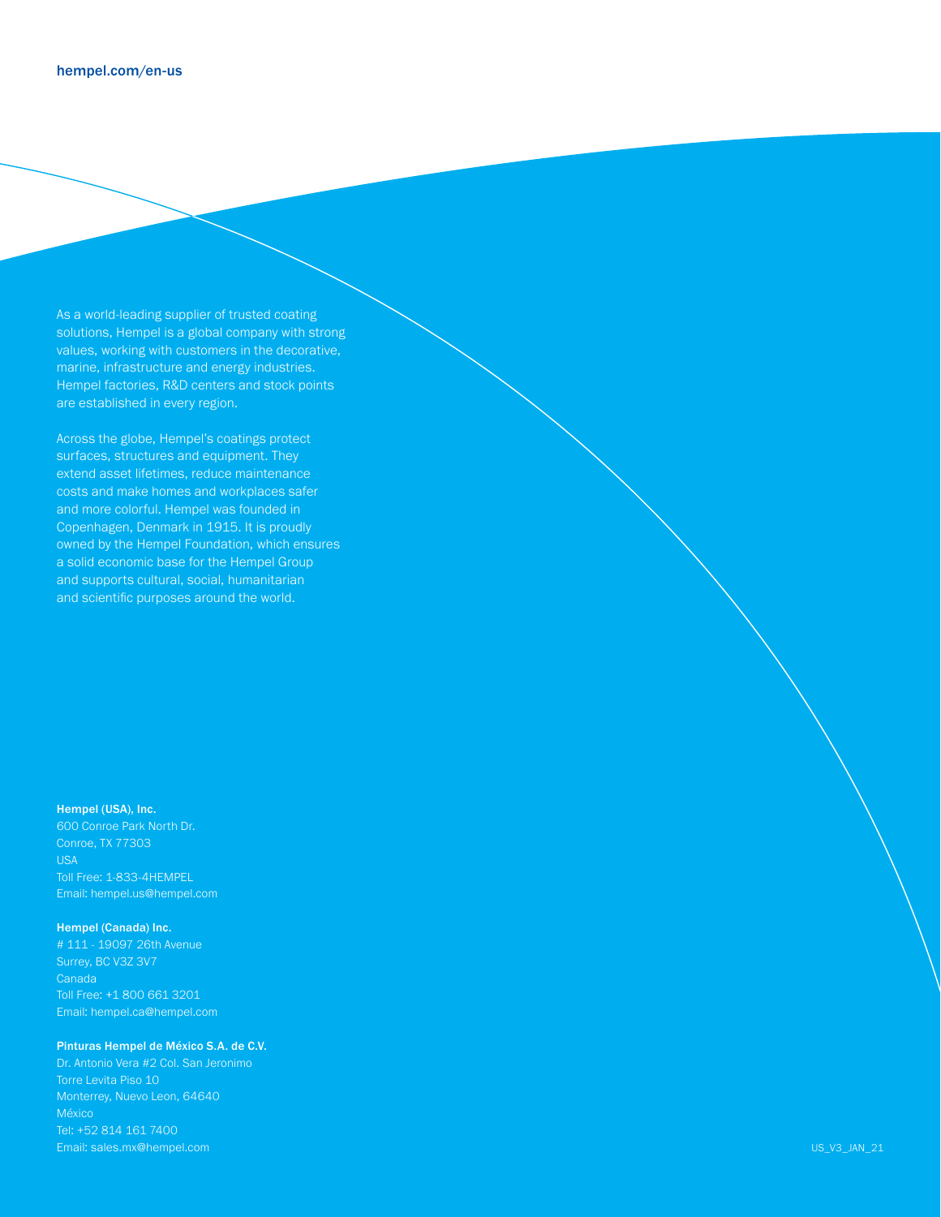hempel.com/en-us

As a world-leading supplier of trusted coating solutions, Hempel is a global company with strong values, working with customers in the decorative, marine, infrastructure and energy industries. Hempel factories, R&D centers and stock points are established in every region.

Across the globe, Hempel's coatings protect surfaces, structures and equipment. They extend asset lifetimes, reduce maintenance costs and make homes and workplaces safer and more colorful. Hempel was founded in Copenhagen, Denmark in 1915. It is proudly owned by the Hempel Foundation, which ensures a solid economic base for the Hempel Group and supports cultural, social, humanitarian and scientific purposes around the world.

**Hempel (USA), Inc.**
600 Conroe Park North Dr.
Conroe, TX 77303
USA
Toll Free: 1-833-4HEMPEL
Email: hempel.us@hempel.com

**Hempel (Canada) Inc.**
# 111 - 19097 26th Avenue
Surrey, BC V3Z 3V7
Canada
Toll Free: +1 800 661 3201
Email: hempel.ca@hempel.com

**Pinturas Hempel de México S.A. de C.V.**
Dr. Antonio Vera #2 Col. San Jeronimo
Torre Levita Piso 10
Monterrey, Nuevo Leon, 64640
México
Tel: +52 814 161 7400
Email: sales.mx@hempel.com

US_V3_JAN_21